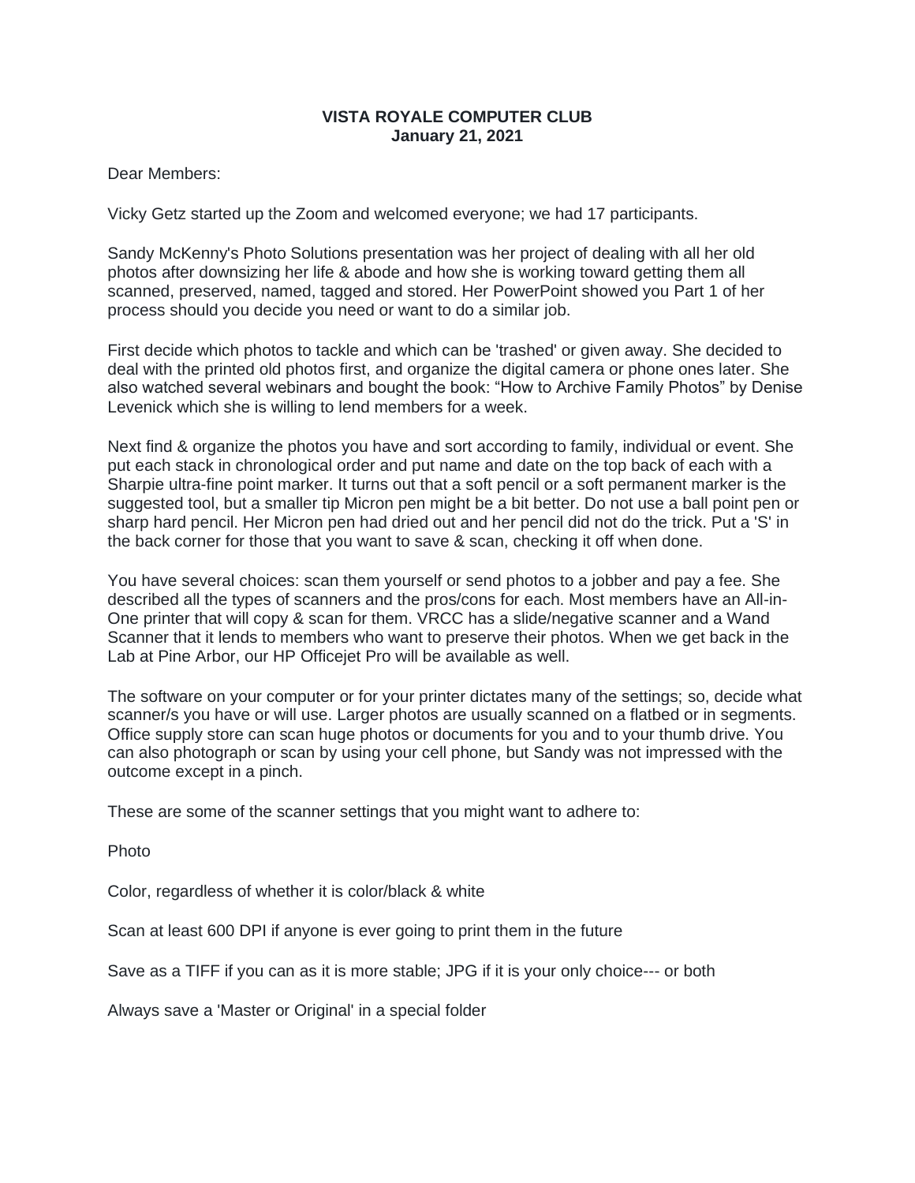**VISTA ROYALE COMPUTER CLUB**
**January 21, 2021**

Dear Members:

Vicky Getz started up the Zoom and welcomed everyone; we had 17 participants.

Sandy McKenny's Photo Solutions presentation was her project of dealing with all her old photos after downsizing her life & abode and how she is working toward getting them all scanned, preserved, named, tagged and stored. Her PowerPoint showed you Part 1 of her process should you decide you need or want to do a similar job.

First decide which photos to tackle and which can be 'trashed' or given away. She decided to deal with the printed old photos first, and organize the digital camera or phone ones later. She also watched several webinars and bought the book: "How to Archive Family Photos" by Denise Levenick which she is willing to lend members for a week.

Next find & organize the photos you have and sort according to family, individual or event. She put each stack in chronological order and put name and date on the top back of each with a Sharpie ultra-fine point marker. It turns out that a soft pencil or a soft permanent marker is the suggested tool, but a smaller tip Micron pen might be a bit better. Do not use a ball point pen or sharp hard pencil. Her Micron pen had dried out and her pencil did not do the trick. Put a 'S' in the back corner for those that you want to save & scan, checking it off when done.

You have several choices: scan them yourself or send photos to a jobber and pay a fee. She described all the types of scanners and the pros/cons for each. Most members have an All-in-One printer that will copy & scan for them. VRCC has a slide/negative scanner and a Wand Scanner that it lends to members who want to preserve their photos. When we get back in the Lab at Pine Arbor, our HP Officejet Pro will be available as well.

The software on your computer or for your printer dictates many of the settings; so, decide what scanner/s you have or will use. Larger photos are usually scanned on a flatbed or in segments. Office supply store can scan huge photos or documents for you and to your thumb drive. You can also photograph or scan by using your cell phone, but Sandy was not impressed with the outcome except in a pinch.

These are some of the scanner settings that you might want to adhere to:

Photo

Color, regardless of whether it is color/black & white

Scan at least 600 DPI if anyone is ever going to print them in the future

Save as a TIFF if you can as it is more stable; JPG if it is your only choice--- or both

Always save a 'Master or Original' in a special folder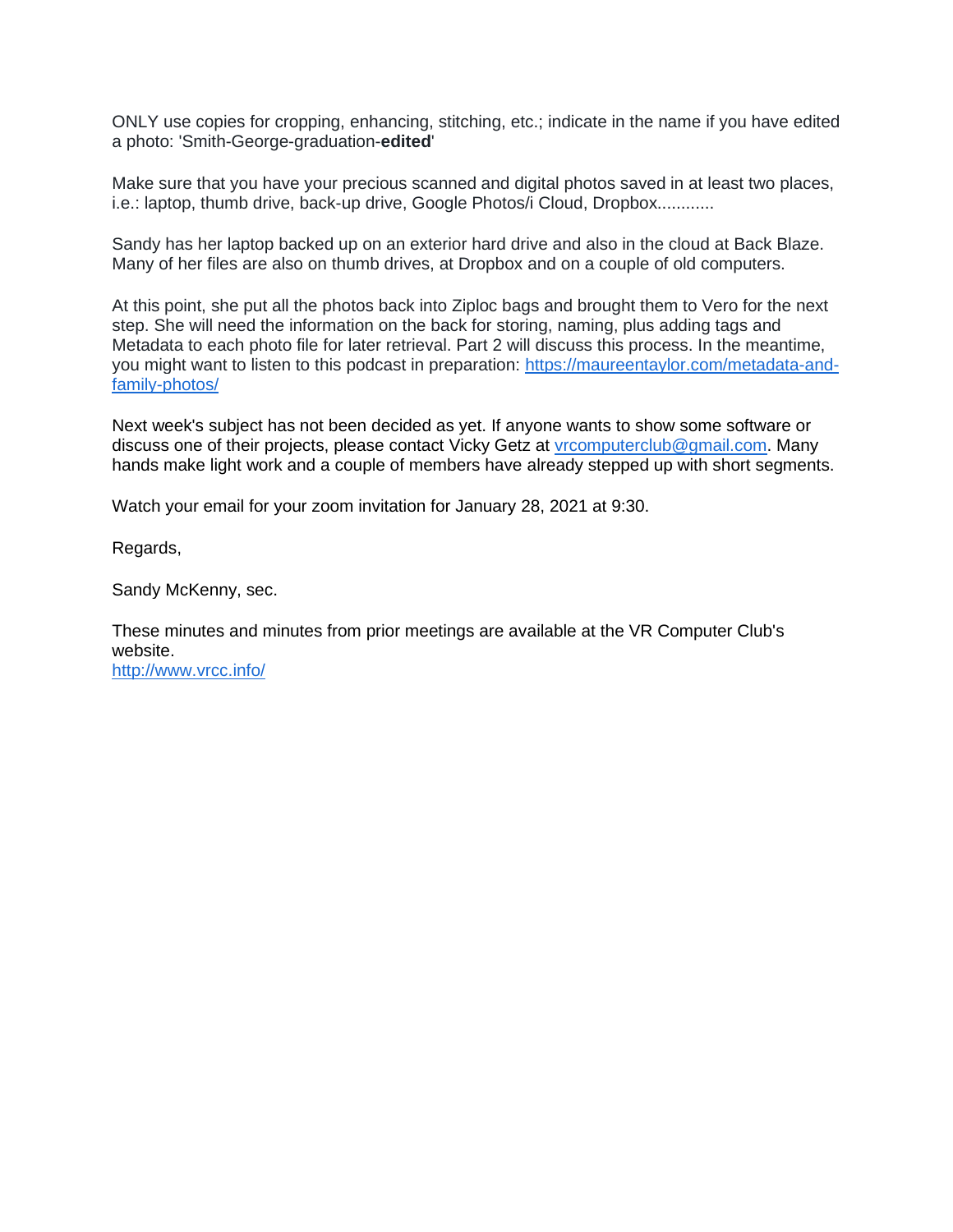ONLY use copies for cropping, enhancing, stitching, etc.; indicate in the name if you have edited a photo: 'Smith-George-graduation-**edited**'

Make sure that you have your precious scanned and digital photos saved in at least two places, i.e.: laptop, thumb drive, back-up drive, Google Photos/i Cloud, Dropbox............

Sandy has her laptop backed up on an exterior hard drive and also in the cloud at Back Blaze. Many of her files are also on thumb drives, at Dropbox and on a couple of old computers.

At this point, she put all the photos back into Ziploc bags and brought them to Vero for the next step. She will need the information on the back for storing, naming, plus adding tags and Metadata to each photo file for later retrieval. Part 2 will discuss this process. In the meantime, you might want to listen to this podcast in preparation: [https://maureentaylor.com/metadata-and-family-photos/](https://maureentaylor.com/metadata-and-family-photos/)

Next week's subject has not been decided as yet. If anyone wants to show some software or discuss one of their projects, please contact Vicky Getz at [vrcomputerclub@gmail.com](mailto:vrcomputerclub@gmail.com). Many hands make light work and a couple of members have already stepped up with short segments.

Watch your email for your zoom invitation for January 28, 2021 at 9:30.

Regards,

Sandy McKenny, sec.

These minutes and minutes from prior meetings are available at the VR Computer Club's website.
[http://www.vrcc.info/](http://www.vrcc.info/)